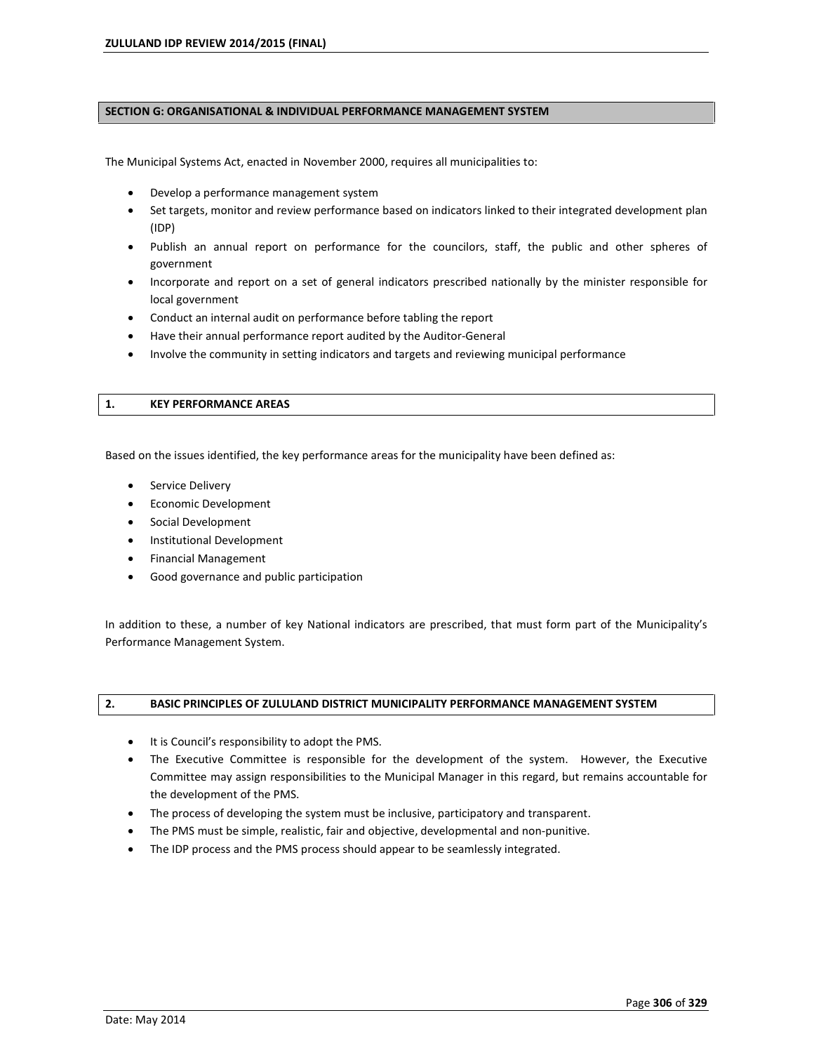## SECTION G: ORGANISATIONAL & INDIVIDUAL PERFORMANCE MANAGEMENT SYSTEM

The Municipal Systems Act, enacted in November 2000, requires all municipalities to:

- Develop a performance management system
- Set targets, monitor and review performance based on indicators linked to their integrated development plan (IDP)
- Publish an annual report on performance for the councilors, staff, the public and other spheres of government
- Incorporate and report on a set of general indicators prescribed nationally by the minister responsible for local government
- Conduct an internal audit on performance before tabling the report
- Have their annual performance report audited by the Auditor-General
- Involve the community in setting indicators and targets and reviewing municipal performance

### 1. KEY PERFORMANCE AREAS

Based on the issues identified, the key performance areas for the municipality have been defined as:

- Service Delivery
- Economic Development
- Social Development
- Institutional Development
- Financial Management
- Good governance and public participation

In addition to these, a number of key National indicators are prescribed, that must form part of the Municipality's Performance Management System.

### 2. BASIC PRINCIPLES OF ZULULAND DISTRICT MUNICIPALITY PERFORMANCE MANAGEMENT SYSTEM

- It is Council's responsibility to adopt the PMS.
- The Executive Committee is responsible for the development of the system. However, the Executive Committee may assign responsibilities to the Municipal Manager in this regard, but remains accountable for the development of the PMS.
- The process of developing the system must be inclusive, participatory and transparent.
- The PMS must be simple, realistic, fair and objective, developmental and non-punitive.
- The IDP process and the PMS process should appear to be seamlessly integrated.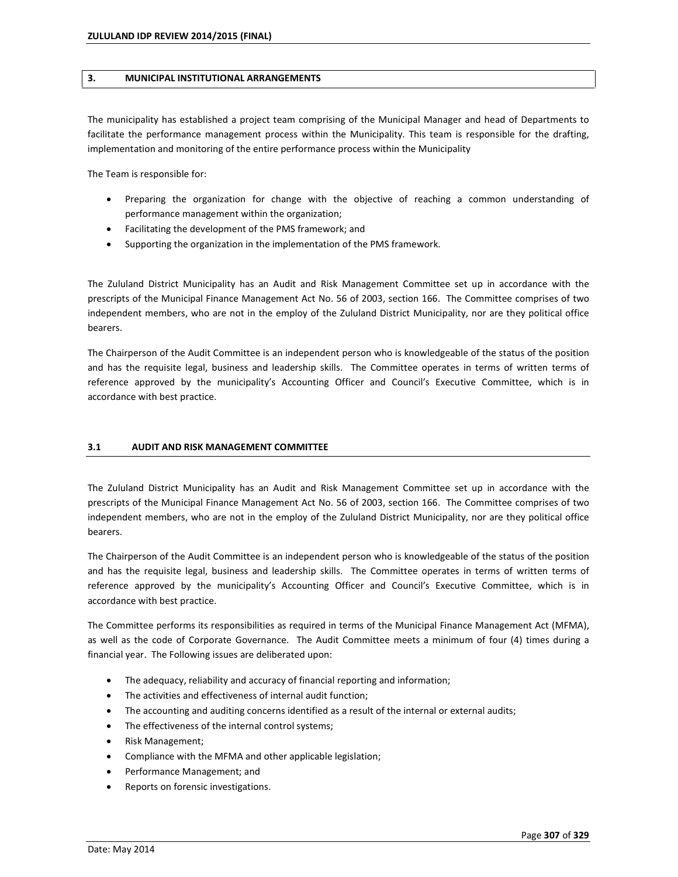## 3. MUNICIPAL INSTITUTIONAL ARRANGEMENTS

The municipality has established a project team comprising of the Municipal Manager and head of Departments to facilitate the performance management process within the Municipality. This team is responsible for the drafting, implementation and monitoring of the entire performance process within the Municipality

The Team is responsible for:

- Preparing the organization for change with the objective of reaching a common understanding of performance management within the organization;
- Facilitating the development of the PMS framework; and
- Supporting the organization in the implementation of the PMS framework.

The Zululand District Municipality has an Audit and Risk Management Committee set up in accordance with the prescripts of the Municipal Finance Management Act No. 56 of 2003, section 166. The Committee comprises of two independent members, who are not in the employ of the Zululand District Municipality, nor are they political office bearers.

The Chairperson of the Audit Committee is an independent person who is knowledgeable of the status of the position and has the requisite legal, business and leadership skills. The Committee operates in terms of written terms of reference approved by the municipality's Accounting Officer and Council's Executive Committee, which is in accordance with best practice.

### 3.1 AUDIT AND RISK MANAGEMENT COMMITTEE

The Zululand District Municipality has an Audit and Risk Management Committee set up in accordance with the prescripts of the Municipal Finance Management Act No. 56 of 2003, section 166. The Committee comprises of two independent members, who are not in the employ of the Zululand District Municipality, nor are they political office bearers.

The Chairperson of the Audit Committee is an independent person who is knowledgeable of the status of the position and has the requisite legal, business and leadership skills. The Committee operates in terms of written terms of reference approved by the municipality's Accounting Officer and Council's Executive Committee, which is in accordance with best practice.

The Committee performs its responsibilities as required in terms of the Municipal Finance Management Act (MFMA), as well as the code of Corporate Governance. The Audit Committee meets a minimum of four (4) times during a financial year. The Following issues are deliberated upon:

- The adequacy, reliability and accuracy of financial reporting and information;
- The activities and effectiveness of internal audit function;
- The accounting and auditing concerns identified as a result of the internal or external audits;
- The effectiveness of the internal control systems;
- Risk Management;
- Compliance with the MFMA and other applicable legislation;
- Performance Management; and
- Reports on forensic investigations.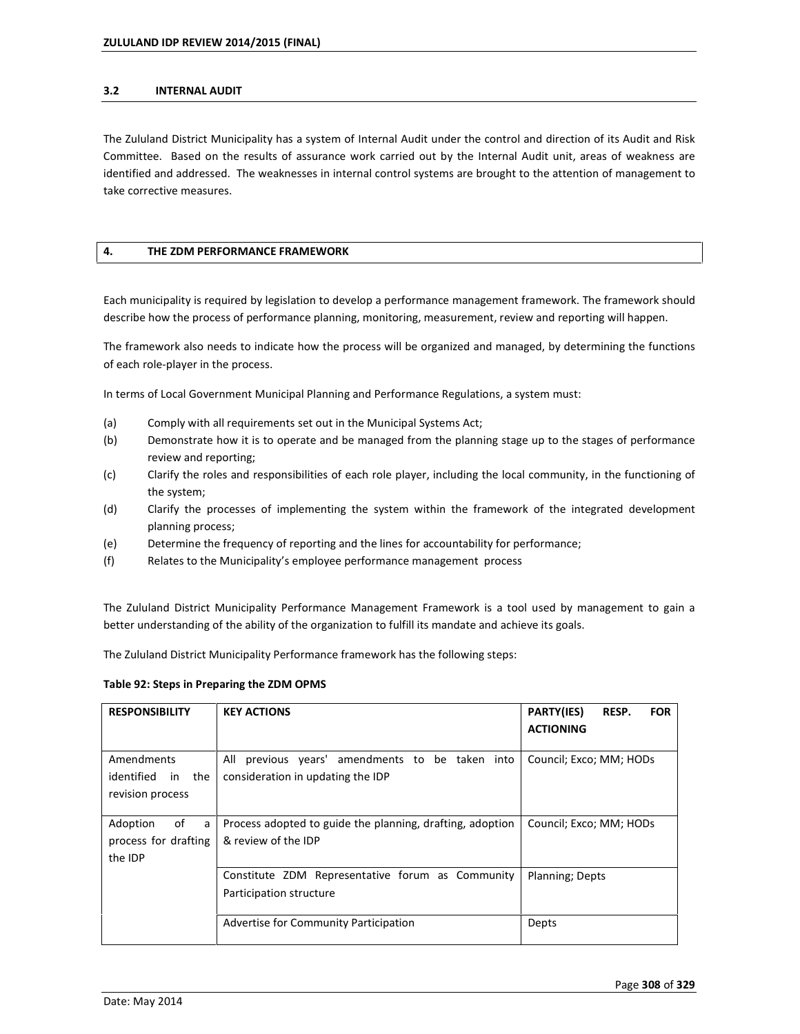### 3.2 INTERNAL AUDIT

The Zululand District Municipality has a system of Internal Audit under the control and direction of its Audit and Risk Committee. Based on the results of assurance work carried out by the Internal Audit unit, areas of weakness are identified and addressed. The weaknesses in internal control systems are brought to the attention of management to take corrective measures.

## 4. THE ZDM PERFORMANCE FRAMEWORK

Each municipality is required by legislation to develop a performance management framework. The framework should describe how the process of performance planning, monitoring, measurement, review and reporting will happen.

The framework also needs to indicate how the process will be organized and managed, by determining the functions of each role-player in the process.

In terms of Local Government Municipal Planning and Performance Regulations, a system must:

(a) Comply with all requirements set out in the Municipal Systems Act;

(b) Demonstrate how it is to operate and be managed from the planning stage up to the stages of performance review and reporting;

(c) Clarify the roles and responsibilities of each role player, including the local community, in the functioning of the system;

(d) Clarify the processes of implementing the system within the framework of the integrated development planning process;

(e) Determine the frequency of reporting and the lines for accountability for performance;

(f) Relates to the Municipality's employee performance management process

The Zululand District Municipality Performance Management Framework is a tool used by management to gain a better understanding of the ability of the organization to fulfill its mandate and achieve its goals.

The Zululand District Municipality Performance framework has the following steps:

**Table 92: Steps in Preparing the ZDM OPMS**

| RESPONSIBILITY | KEY ACTIONS | PARTY(IES) RESP. FOR ACTIONING |
|---|---|---|
| Amendments identified in the revision process | All previous years' amendments to be taken into consideration in updating the IDP | Council; Exco; MM; HODs |
| Adoption of a process for drafting the IDP | Process adopted to guide the planning, drafting, adoption & review of the IDP | Council; Exco; MM; HODs |
| | Constitute ZDM Representative forum as Community Participation structure | Planning; Depts |
| | Advertise for Community Participation | Depts |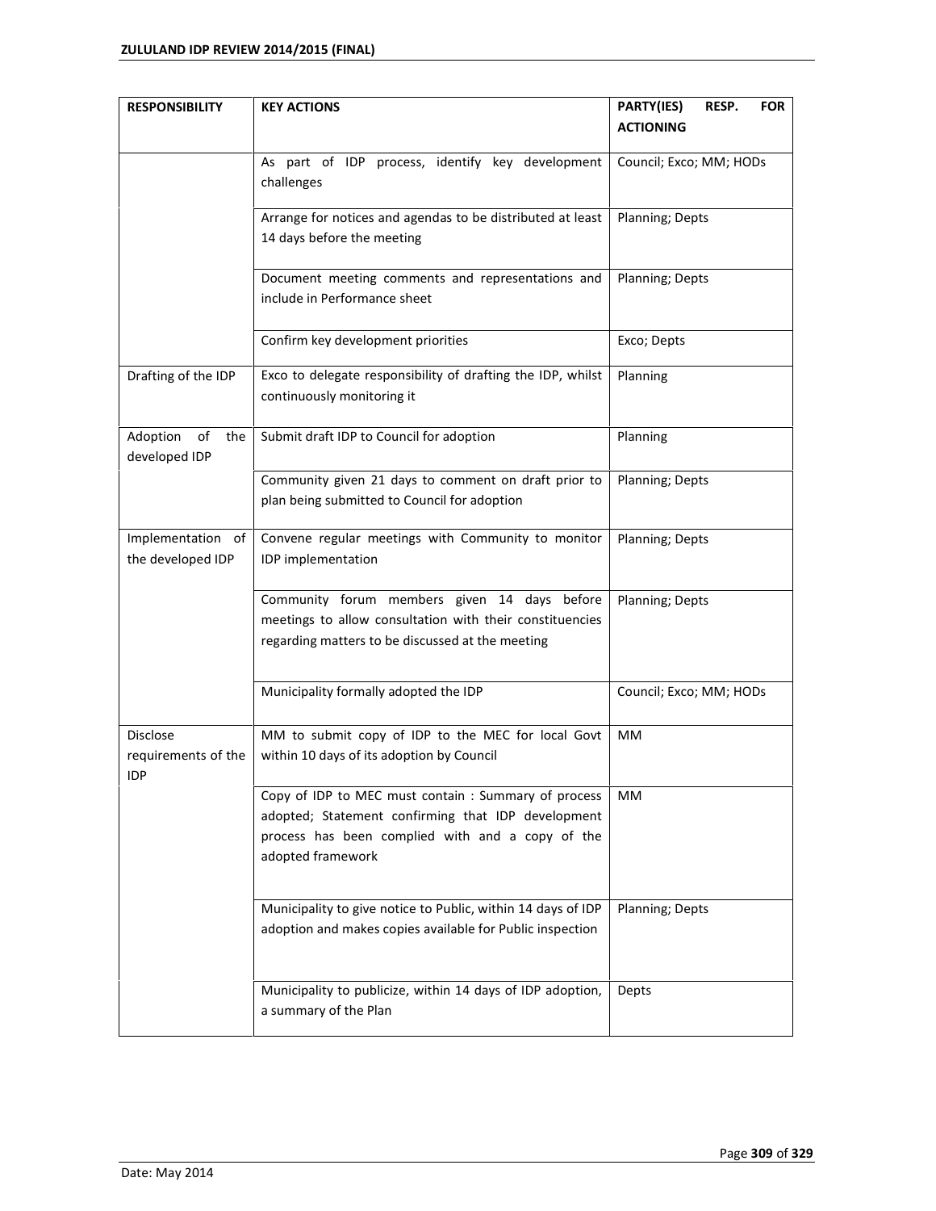| RESPONSIBILITY | KEY ACTIONS | PARTY(IES) RESP. FOR ACTIONING |
|---|---|---|
| | As part of IDP process, identify key development challenges | Council; Exco; MM; HODs |
| | Arrange for notices and agendas to be distributed at least 14 days before the meeting | Planning; Depts |
| | Document meeting comments and representations and include in Performance sheet | Planning; Depts |
| | Confirm key development priorities | Exco; Depts |
| Drafting of the IDP | Exco to delegate responsibility of drafting the IDP, whilst continuously monitoring it | Planning |
| Adoption of the developed IDP | Submit draft IDP to Council for adoption | Planning |
| | Community given 21 days to comment on draft prior to plan being submitted to Council for adoption | Planning; Depts |
| Implementation of the developed IDP | Convene regular meetings with Community to monitor IDP implementation | Planning; Depts |
| | Community forum members given 14 days before meetings to allow consultation with their constituencies regarding matters to be discussed at the meeting | Planning; Depts |
| | Municipality formally adopted the IDP | Council; Exco; MM; HODs |
| Disclose requirements of the IDP | MM to submit copy of IDP to the MEC for local Govt within 10 days of its adoption by Council | MM |
| | Copy of IDP to MEC must contain : Summary of process adopted; Statement confirming that IDP development process has been complied with and a copy of the adopted framework | MM |
| | Municipality to give notice to Public, within 14 days of IDP adoption and makes copies available for Public inspection | Planning; Depts |
| | Municipality to publicize, within 14 days of IDP adoption, a summary of the Plan | Depts |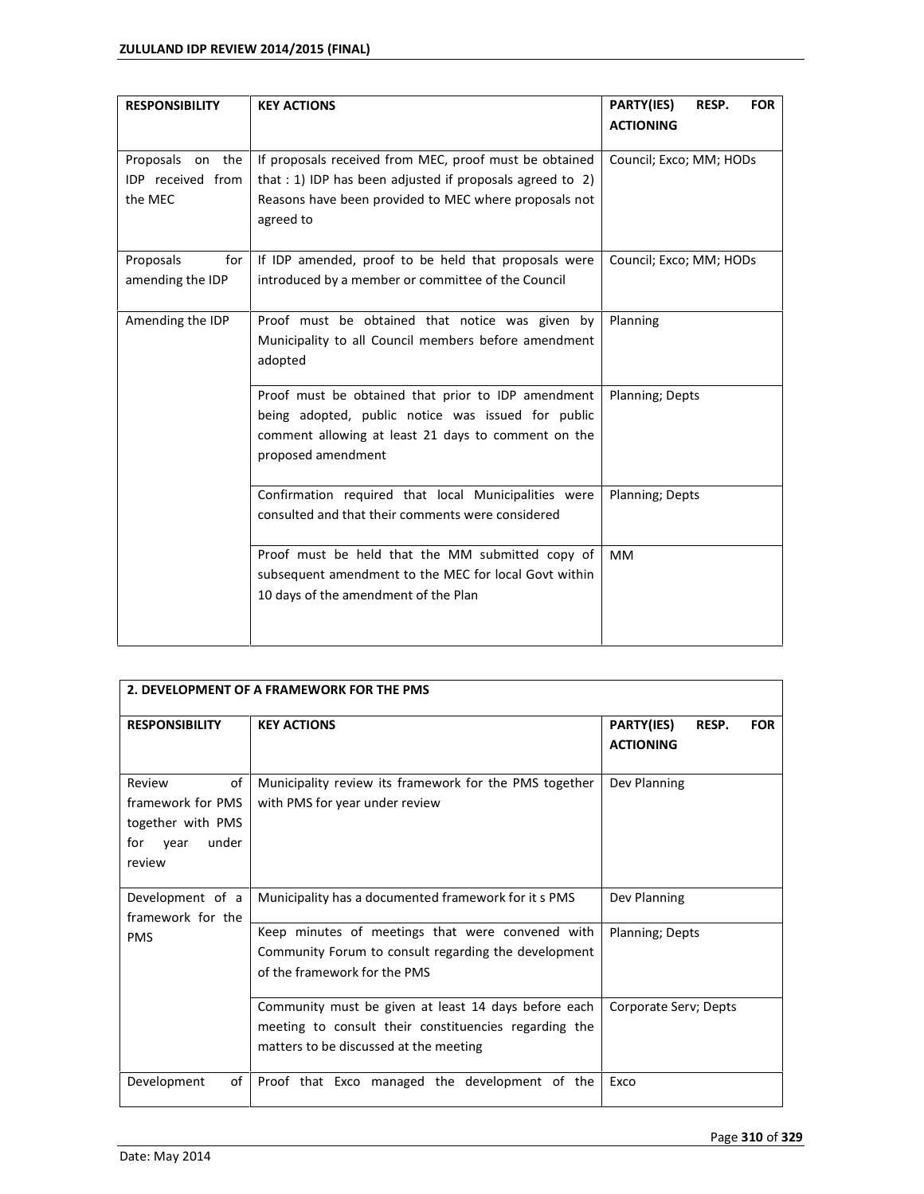| RESPONSIBILITY | KEY ACTIONS | PARTY(IES) RESP. FOR ACTIONING |
|---|---|---|
| Proposals on the IDP received from the MEC | If proposals received from MEC, proof must be obtained that : 1) IDP has been adjusted if proposals agreed to 2) Reasons have been provided to MEC where proposals not agreed to | Council; Exco; MM; HODs |
| Proposals for amending the IDP | If IDP amended, proof to be held that proposals were introduced by a member or committee of the Council | Council; Exco; MM; HODs |
| Amending the IDP | Proof must be obtained that notice was given by Municipality to all Council members before amendment adopted | Planning |
| | Proof must be obtained that prior to IDP amendment being adopted, public notice was issued for public comment allowing at least 21 days to comment on the proposed amendment | Planning; Depts |
| | Confirmation required that local Municipalities were consulted and that their comments were considered | Planning; Depts |
| | Proof must be held that the MM submitted copy of subsequent amendment to the MEC for local Govt within 10 days of the amendment of the Plan | MM |

| 2. DEVELOPMENT OF A FRAMEWORK FOR THE PMS | | |
|---|---|---|
| **RESPONSIBILITY** | **KEY ACTIONS** | **PARTY(IES) RESP. FOR ACTIONING** |
| Review of framework for PMS together with PMS for year under review | Municipality review its framework for the PMS together with PMS for year under review | Dev Planning |
| Development of a framework for the PMS | Municipality has a documented framework for it s PMS | Dev Planning |
| | Keep minutes of meetings that were convened with Community Forum to consult regarding the development of the framework for the PMS | Planning; Depts |
| | Community must be given at least 14 days before each meeting to consult their constituencies regarding the matters to be discussed at the meeting | Corporate Serv; Depts |
| Development of | Proof that Exco managed the development of the | Exco |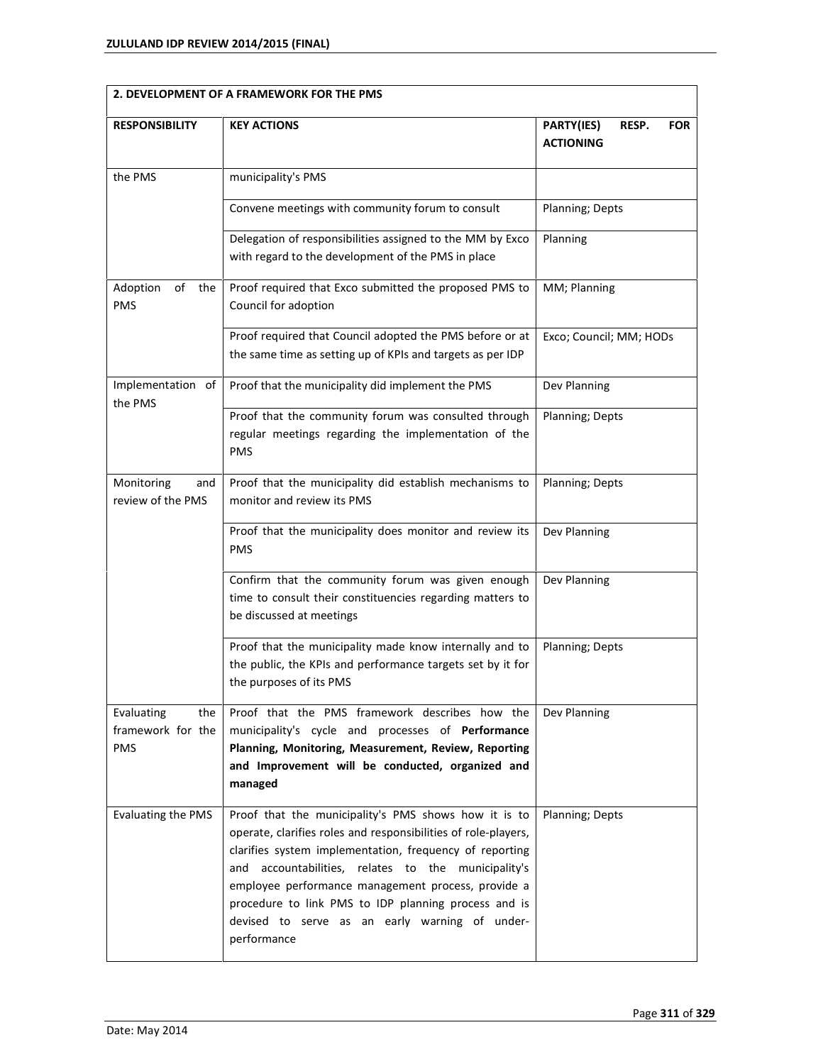| 2. DEVELOPMENT OF A FRAMEWORK FOR THE PMS | | |
|---|---|---|
| **RESPONSIBILITY** | **KEY ACTIONS** | **PARTY(IES) RESP. FOR ACTIONING** |
| the PMS | municipality's PMS | |
| | Convene meetings with community forum to consult | Planning; Depts |
| | Delegation of responsibilities assigned to the MM by Exco with regard to the development of the PMS in place | Planning |
| Adoption of the PMS | Proof required that Exco submitted the proposed PMS to Council for adoption | MM; Planning |
| | Proof required that Council adopted the PMS before or at the same time as setting up of KPIs and targets as per IDP | Exco; Council; MM; HODs |
| Implementation of the PMS | Proof that the municipality did implement the PMS | Dev Planning |
| | Proof that the community forum was consulted through regular meetings regarding the implementation of the PMS | Planning; Depts |
| Monitoring and review of the PMS | Proof that the municipality did establish mechanisms to monitor and review its PMS | Planning; Depts |
| | Proof that the municipality does monitor and review its PMS | Dev Planning |
| | Confirm that the community forum was given enough time to consult their constituencies regarding matters to be discussed at meetings | Dev Planning |
| | Proof that the municipality made know internally and to the public, the KPIs and performance targets set by it for the purposes of its PMS | Planning; Depts |
| Evaluating the framework for the PMS | Proof that the PMS framework describes how the municipality's cycle and processes of **Performance Planning, Monitoring, Measurement, Review, Reporting and Improvement will be conducted, organized and managed** | Dev Planning |
| Evaluating the PMS | Proof that the municipality's PMS shows how it is to operate, clarifies roles and responsibilities of role-players, clarifies system implementation, frequency of reporting and accountabilities, relates to the municipality's employee performance management process, provide a procedure to link PMS to IDP planning process and is devised to serve as an early warning of under-performance | Planning; Depts |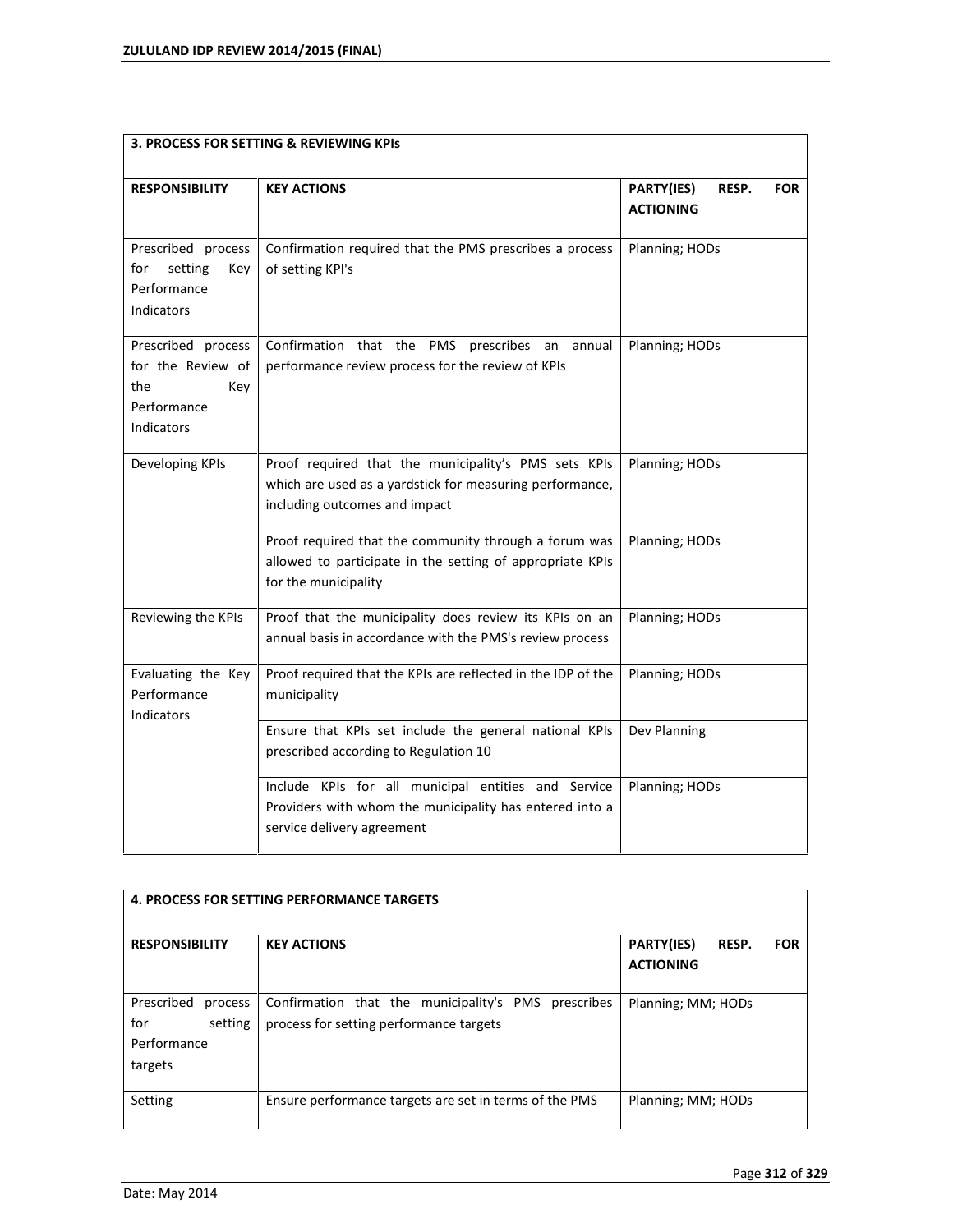| 3. PROCESS FOR SETTING & REVIEWING KPIs | | |
|---|---|---|
| **RESPONSIBILITY** | **KEY ACTIONS** | **PARTY(IES) RESP. FOR ACTIONING** |
| Prescribed process for setting Key Performance Indicators | Confirmation required that the PMS prescribes a process of setting KPI's | Planning; HODs |
| Prescribed process for the Review of the Key Performance Indicators | Confirmation that the PMS prescribes an annual performance review process for the review of KPIs | Planning; HODs |
| Developing KPIs | Proof required that the municipality's PMS sets KPIs which are used as a yardstick for measuring performance, including outcomes and impact | Planning; HODs |
| | Proof required that the community through a forum was allowed to participate in the setting of appropriate KPIs for the municipality | Planning; HODs |
| Reviewing the KPIs | Proof that the municipality does review its KPIs on an annual basis in accordance with the PMS's review process | Planning; HODs |
| Evaluating the Key Performance Indicators | Proof required that the KPIs are reflected in the IDP of the municipality | Planning; HODs |
| | Ensure that KPIs set include the general national KPIs prescribed according to Regulation 10 | Dev Planning |
| | Include KPIs for all municipal entities and Service Providers with whom the municipality has entered into a service delivery agreement | Planning; HODs |

| 4. PROCESS FOR SETTING PERFORMANCE TARGETS | | |
|---|---|---|
| **RESPONSIBILITY** | **KEY ACTIONS** | **PARTY(IES) RESP. FOR ACTIONING** |
| Prescribed process for setting Performance targets | Confirmation that the municipality's PMS prescribes process for setting performance targets | Planning; MM; HODs |
| Setting | Ensure performance targets are set in terms of the PMS | Planning; MM; HODs |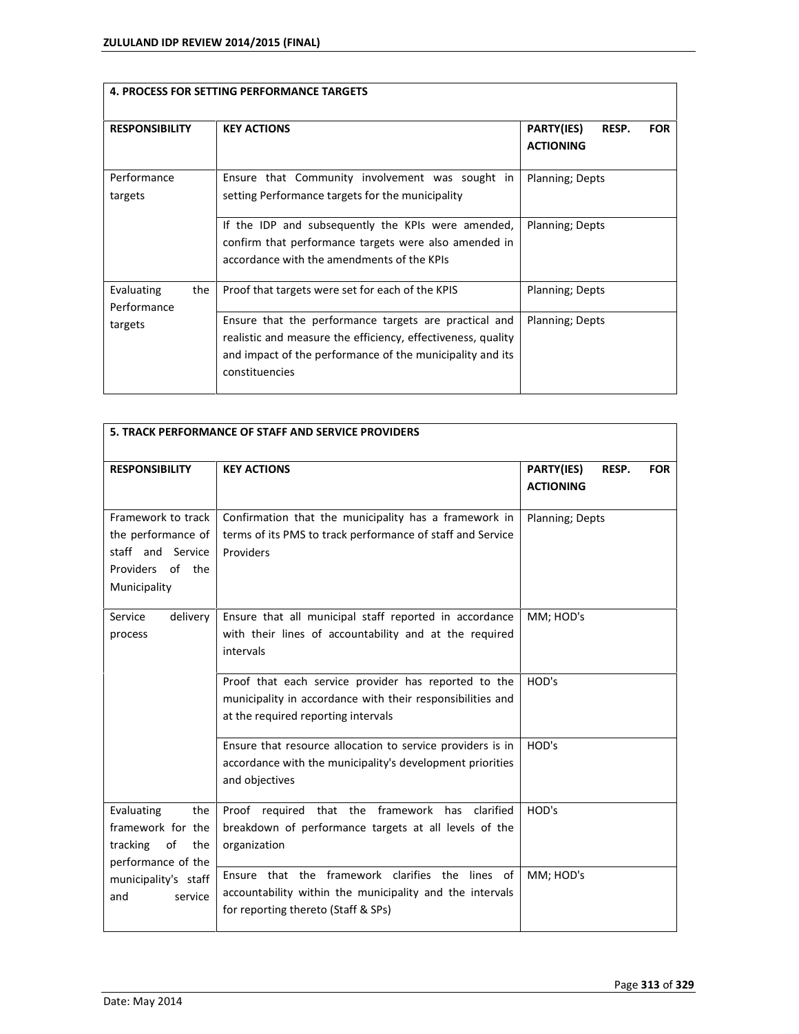| 4. PROCESS FOR SETTING PERFORMANCE TARGETS | | |
|---|---|---|
| **RESPONSIBILITY** | **KEY ACTIONS** | **PARTY(IES) RESP. FOR ACTIONING** |
| Performance targets | Ensure that Community involvement was sought in setting Performance targets for the municipality | Planning; Depts |
| | If the IDP and subsequently the KPIs were amended, confirm that performance targets were also amended in accordance with the amendments of the KPIs | Planning; Depts |
| Evaluating the Performance targets | Proof that targets were set for each of the KPIS | Planning; Depts |
| | Ensure that the performance targets are practical and realistic and measure the efficiency, effectiveness, quality and impact of the performance of the municipality and its constituencies | Planning; Depts |

| 5. TRACK PERFORMANCE OF STAFF AND SERVICE PROVIDERS | | |
|---|---|---|
| **RESPONSIBILITY** | **KEY ACTIONS** | **PARTY(IES) RESP. FOR ACTIONING** |
| Framework to track the performance of staff and Service Providers of the Municipality | Confirmation that the municipality has a framework in terms of its PMS to track performance of staff and Service Providers | Planning; Depts |
| Service delivery process | Ensure that all municipal staff reported in accordance with their lines of accountability and at the required intervals | MM; HOD's |
| | Proof that each service provider has reported to the municipality in accordance with their responsibilities and at the required reporting intervals | HOD's |
| | Ensure that resource allocation to service providers is in accordance with the municipality's development priorities and objectives | HOD's |
| Evaluating the framework for the tracking of the performance of the municipality's staff and service | Proof required that the framework has clarified breakdown of performance targets at all levels of the organization | HOD's |
| | Ensure that the framework clarifies the lines of accountability within the municipality and the intervals for reporting thereto (Staff & SPs) | MM; HOD's |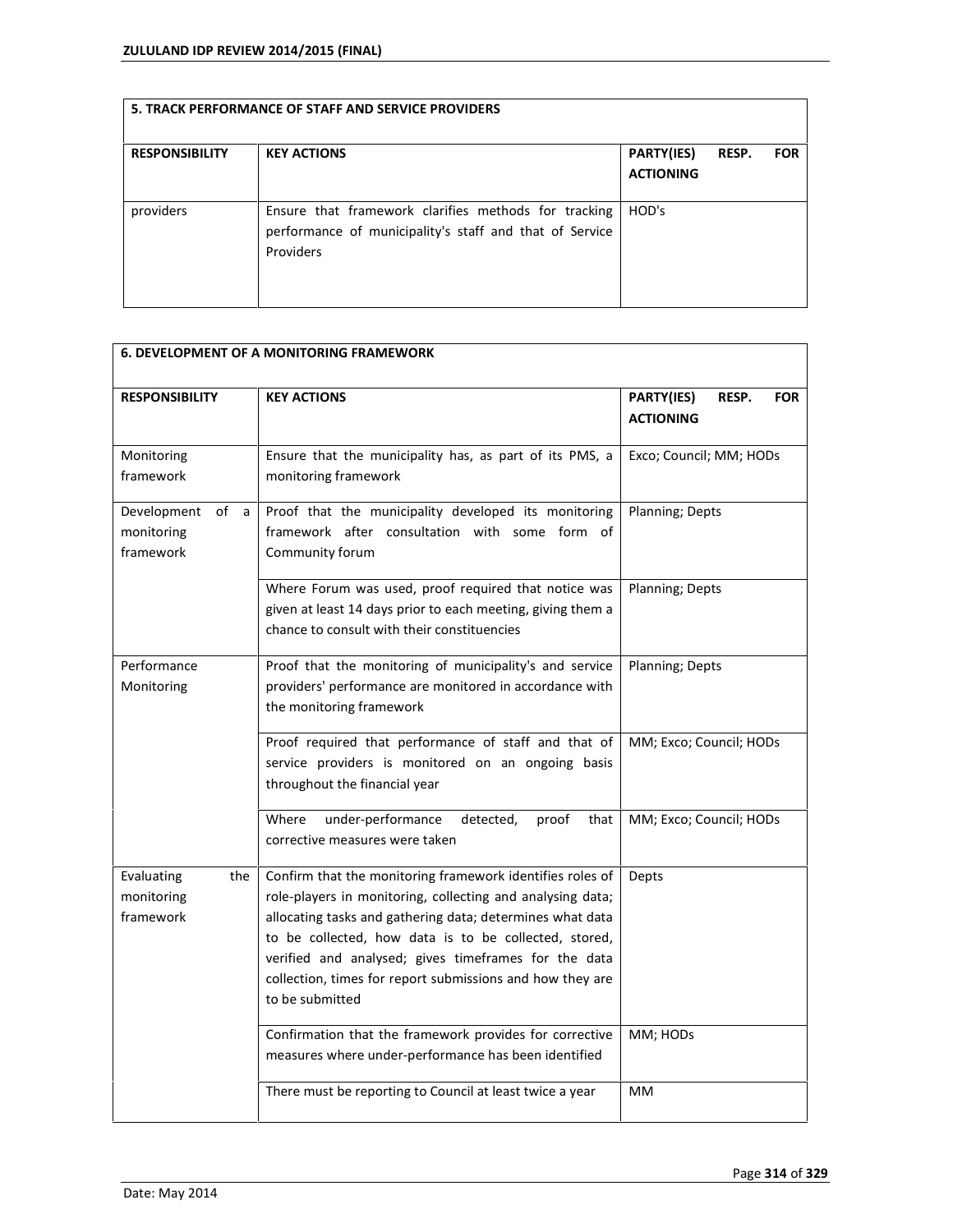| 5. TRACK PERFORMANCE OF STAFF AND SERVICE PROVIDERS | | |
|---|---|---|
| **RESPONSIBILITY** | **KEY ACTIONS** | **PARTY(IES) RESP. FOR ACTIONING** |
| providers | Ensure that framework clarifies methods for tracking performance of municipality's staff and that of Service Providers | HOD's |

| 6. DEVELOPMENT OF A MONITORING FRAMEWORK | | |
|---|---|---|
| **RESPONSIBILITY** | **KEY ACTIONS** | **PARTY(IES) RESP. FOR ACTIONING** |
| Monitoring framework | Ensure that the municipality has, as part of its PMS, a monitoring framework | Exco; Council; MM; HODs |
| Development of a monitoring framework | Proof that the municipality developed its monitoring framework after consultation with some form of Community forum | Planning; Depts |
| | Where Forum was used, proof required that notice was given at least 14 days prior to each meeting, giving them a chance to consult with their constituencies | Planning; Depts |
| Performance Monitoring | Proof that the monitoring of municipality's and service providers' performance are monitored in accordance with the monitoring framework | Planning; Depts |
| | Proof required that performance of staff and that of service providers is monitored on an ongoing basis throughout the financial year | MM; Exco; Council; HODs |
| | Where under-performance detected, proof that corrective measures were taken | MM; Exco; Council; HODs |
| Evaluating the monitoring framework | Confirm that the monitoring framework identifies roles of role-players in monitoring, collecting and analysing data; allocating tasks and gathering data; determines what data to be collected, how data is to be collected, stored, verified and analysed; gives timeframes for the data collection, times for report submissions and how they are to be submitted | Depts |
| | Confirmation that the framework provides for corrective measures where under-performance has been identified | MM; HODs |
| | There must be reporting to Council at least twice a year | MM |

Date: May 2014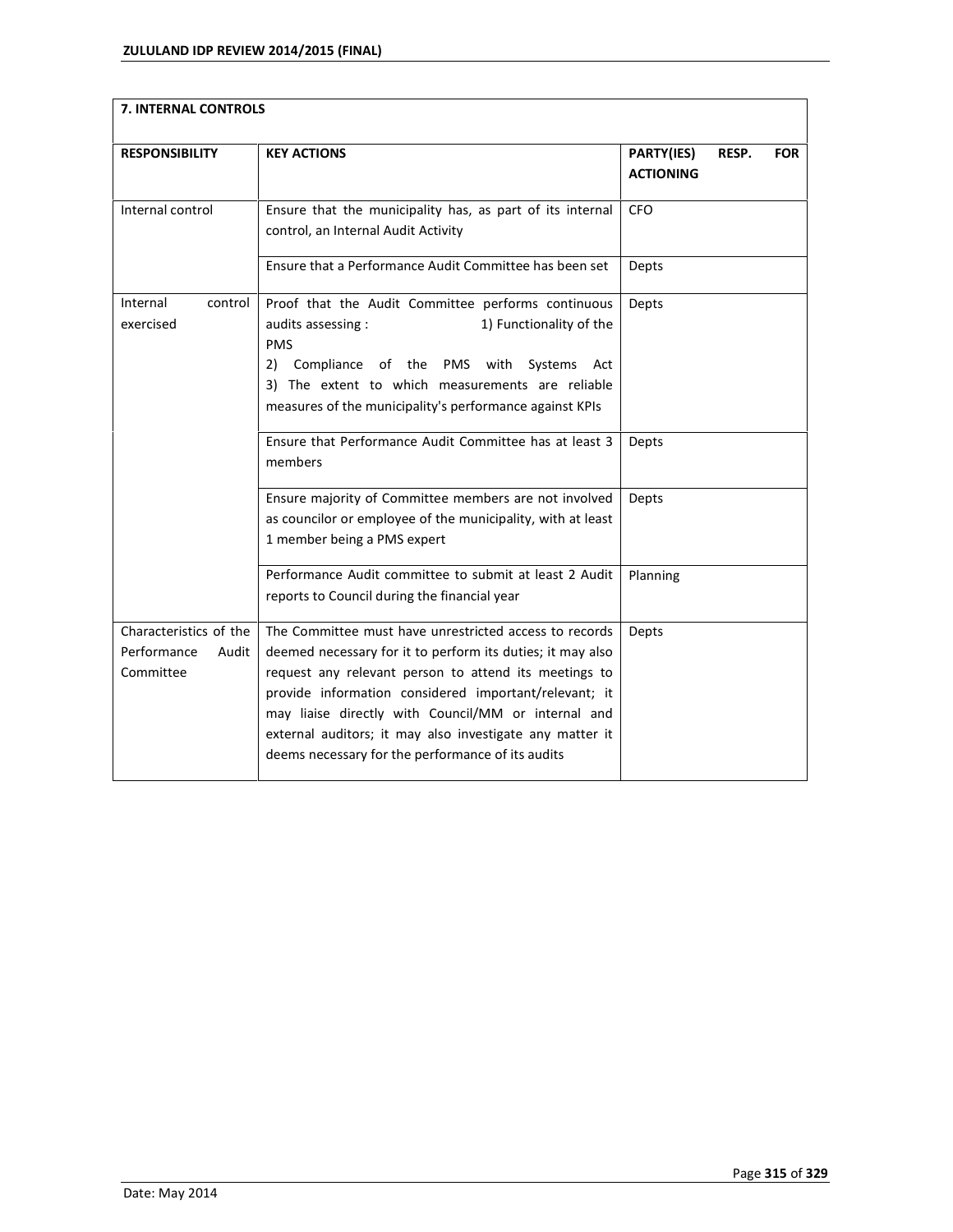| 7. INTERNAL CONTROLS | | |
|---|---|---|
| **RESPONSIBILITY** | **KEY ACTIONS** | **PARTY(IES) RESP. FOR ACTIONING** |
| Internal control | Ensure that the municipality has, as part of its internal control, an Internal Audit Activity | CFO |
| | Ensure that a Performance Audit Committee has been set | Depts |
| Internal control exercised | Proof that the Audit Committee performs continuous audits assessing : 1) Functionality of the PMS 2) Compliance of the PMS with Systems Act 3) The extent to which measurements are reliable measures of the municipality's performance against KPIs | Depts |
| | Ensure that Performance Audit Committee has at least 3 members | Depts |
| | Ensure majority of Committee members are not involved as councilor or employee of the municipality, with at least 1 member being a PMS expert | Depts |
| | Performance Audit committee to submit at least 2 Audit reports to Council during the financial year | Planning |
| Characteristics of the Performance Audit Committee | The Committee must have unrestricted access to records deemed necessary for it to perform its duties; it may also request any relevant person to attend its meetings to provide information considered important/relevant; it may liaise directly with Council/MM or internal and external auditors; it may also investigate any matter it deems necessary for the performance of its audits | Depts |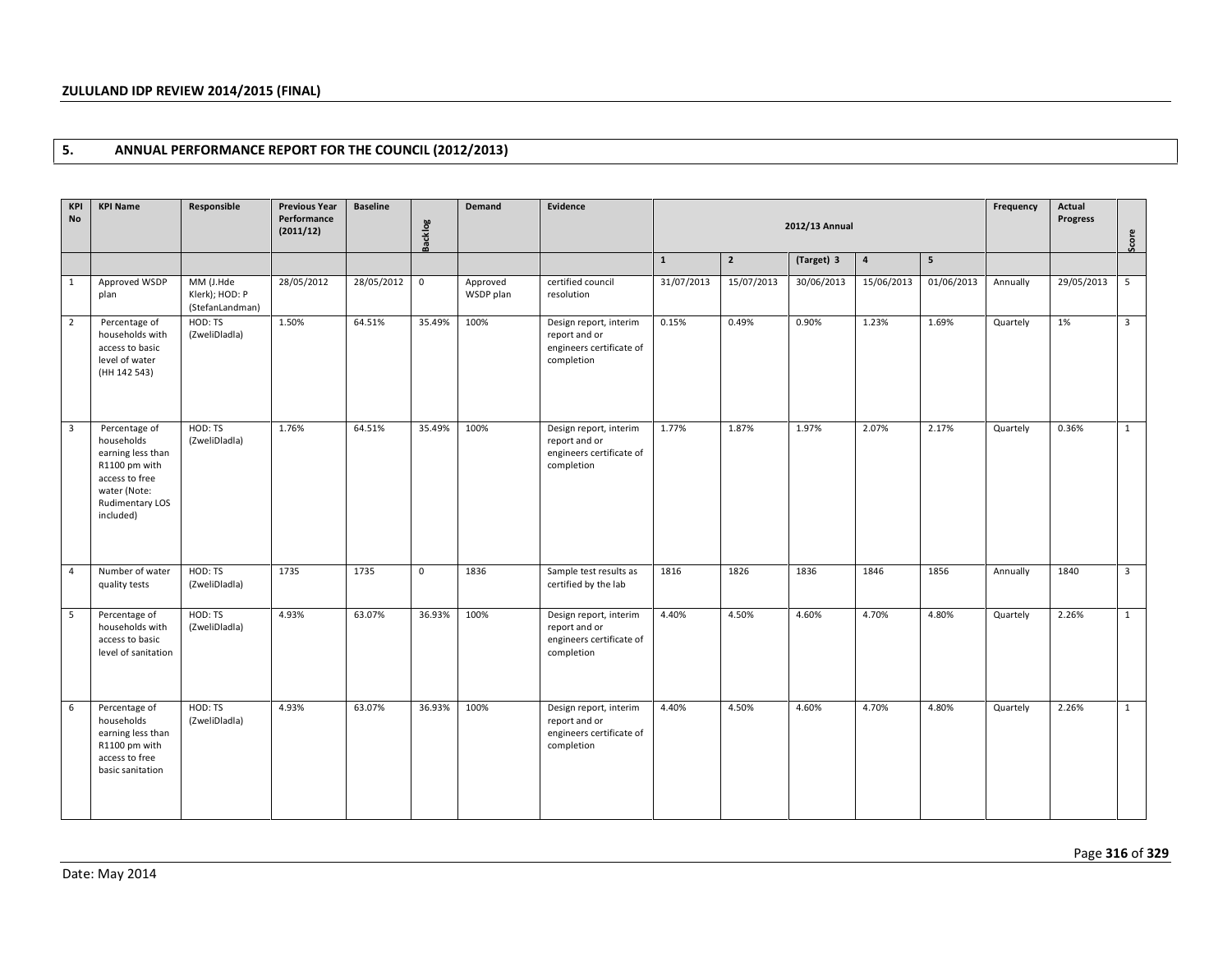## 5. ANNUAL PERFORMANCE REPORT FOR THE COUNCIL (2012/2013)

| KPI No | KPI Name | Responsible | Previous Year Performance (2011/12) | Baseline | Backlog | Demand | Evidence | 2012/13 Annual | | | | | Frequency | Actual Progress | Score |
|---|---|---|---|---|---|---|---|---|---|---|---|---|---|---|---|
| | | | | | | | | 1 | 2 | (Target) 3 | 4 | 5 | | | |
| 1 | Approved WSDP plan | MM (J.Hde Klerk); HOD: P (StefanLandman) | 28/05/2012 | 28/05/2012 | 0 | Approved WSDP plan | certified council resolution | 31/07/2013 | 15/07/2013 | 30/06/2013 | 15/06/2013 | 01/06/2013 | Annually | 29/05/2013 | 5 |
| 2 | Percentage of households with access to basic level of water (HH 142 543) | HOD: TS (ZweliDladla) | 1.50% | 64.51% | 35.49% | 100% | Design report, interim report and or engineers certificate of completion | 0.15% | 0.49% | 0.90% | 1.23% | 1.69% | Quartely | 1% | 3 |
| 3 | Percentage of households earning less than R1100 pm with access to free water (Note: Rudimentary LOS included) | HOD: TS (ZweliDladla) | 1.76% | 64.51% | 35.49% | 100% | Design report, interim report and or engineers certificate of completion | 1.77% | 1.87% | 1.97% | 2.07% | 2.17% | Quartely | 0.36% | 1 |
| 4 | Number of water quality tests | HOD: TS (ZweliDladla) | 1735 | 1735 | 0 | 1836 | Sample test results as certified by the lab | 1816 | 1826 | 1836 | 1846 | 1856 | Annually | 1840 | 3 |
| 5 | Percentage of households with access to basic level of sanitation | HOD: TS (ZweliDladla) | 4.93% | 63.07% | 36.93% | 100% | Design report, interim report and or engineers certificate of completion | 4.40% | 4.50% | 4.60% | 4.70% | 4.80% | Quartely | 2.26% | 1 |
| 6 | Percentage of households earning less than R1100 pm with access to free basic sanitation | HOD: TS (ZweliDladla) | 4.93% | 63.07% | 36.93% | 100% | Design report, interim report and or engineers certificate of completion | 4.40% | 4.50% | 4.60% | 4.70% | 4.80% | Quartely | 2.26% | 1 |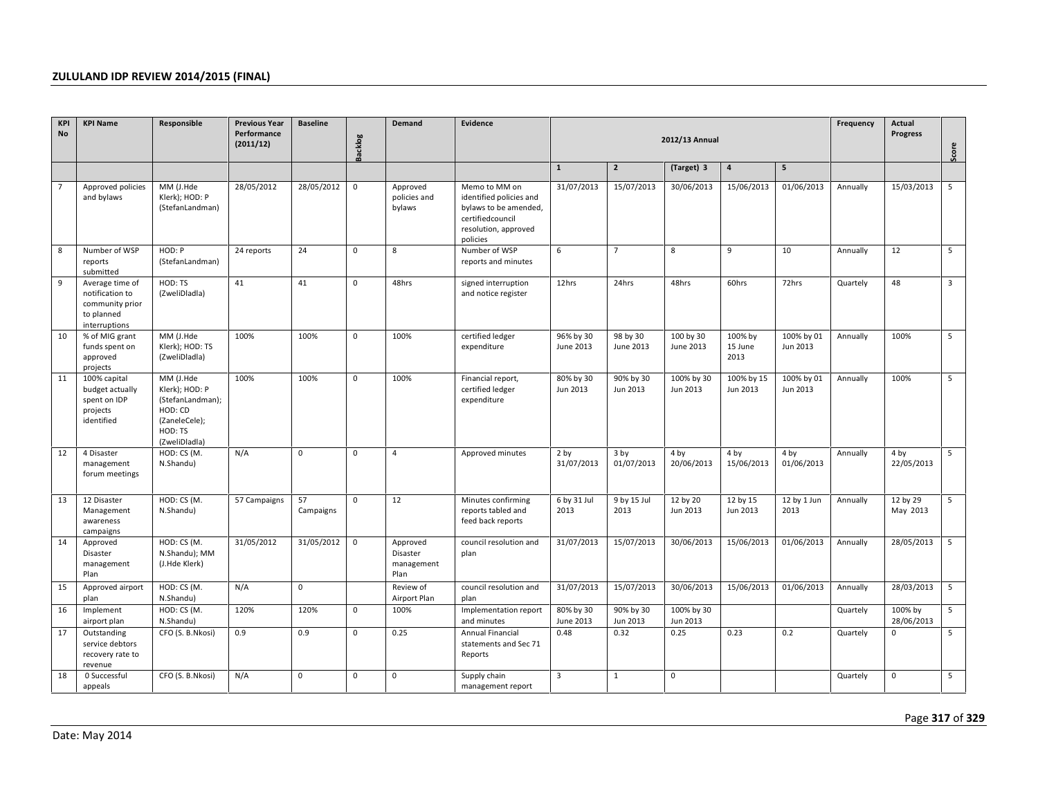| KPI No | KPI Name | Responsible | Previous Year Performance (2011/12) | Baseline | Backlog | Demand | Evidence | 2012/13 Annual | | | | | Frequency | Actual Progress | Score |
|---|---|---|---|---|---|---|---|---|---|---|---|---|---|---|---|
| | | | | | | | | 1 | 2 | (Target) 3 | 4 | 5 | | | |
| 7 | Approved policies and bylaws | MM (J.Hde Klerk); HOD: P (StefanLandman) | 28/05/2012 | 28/05/2012 | 0 | Approved policies and bylaws | Memo to MM on identified policies and bylaws to be amended, certifiedcouncil resolution, approved policies | 31/07/2013 | 15/07/2013 | 30/06/2013 | 15/06/2013 | 01/06/2013 | Annually | 15/03/2013 | 5 |
| 8 | Number of WSP reports submitted | HOD: P (StefanLandman) | 24 reports | 24 | 0 | 8 | Number of WSP reports and minutes | 6 | 7 | 8 | 9 | 10 | Annually | 12 | 5 |
| 9 | Average time of notification to community prior to planned interruptions | HOD: TS (ZweliDladla) | 41 | 41 | 0 | 48hrs | signed interruption and notice register | 12hrs | 24hrs | 48hrs | 60hrs | 72hrs | Quartely | 48 | 3 |
| 10 | % of MIG grant funds spent on approved projects | MM (J.Hde Klerk); HOD: TS (ZweliDladla) | 100% | 100% | 0 | 100% | certified ledger expenditure | 96% by 30 June 2013 | 98 by 30 June 2013 | 100 by 30 June 2013 | 100% by 15 June 2013 | 100% by 01 Jun 2013 | Annually | 100% | 5 |
| 11 | 100% capital budget actually spent on IDP projects identified | MM (J.Hde Klerk); HOD: P (StefanLandman); HOD: CD (ZaneleCele); HOD: TS (ZweliDladla) | 100% | 100% | 0 | 100% | Financial report, certified ledger expenditure | 80% by 30 Jun 2013 | 90% by 30 Jun 2013 | 100% by 30 Jun 2013 | 100% by 15 Jun 2013 | 100% by 01 Jun 2013 | Annually | 100% | 5 |
| 12 | 4 Disaster management forum meetings | HOD: CS (M. N.Shandu) | N/A | 0 | 0 | 4 | Approved minutes | 2 by 31/07/2013 | 3 by 01/07/2013 | 4 by 20/06/2013 | 4 by 15/06/2013 | 4 by 01/06/2013 | Annually | 4 by 22/05/2013 | 5 |
| 13 | 12 Disaster Management awareness campaigns | HOD: CS (M. N.Shandu) | 57 Campaigns | 57 Campaigns | 0 | 12 | Minutes confirming reports tabled and feed back reports | 6 by 31 Jul 2013 | 9 by 15 Jul 2013 | 12 by 20 Jun 2013 | 12 by 15 Jun 2013 | 12 by 1 Jun 2013 | Annually | 12 by 29 May 2013 | 5 |
| 14 | Approved Disaster management Plan | HOD: CS (M. N.Shandu); MM (J.Hde Klerk) | 31/05/2012 | 31/05/2012 | 0 | Approved Disaster management Plan | council resolution and plan | 31/07/2013 | 15/07/2013 | 30/06/2013 | 15/06/2013 | 01/06/2013 | Annually | 28/05/2013 | 5 |
| 15 | Approved airport plan | HOD: CS (M. N.Shandu) | N/A | 0 | | Review of Airport Plan | council resolution and plan | 31/07/2013 | 15/07/2013 | 30/06/2013 | 15/06/2013 | 01/06/2013 | Annually | 28/03/2013 | 5 |
| 16 | Implement airport plan | HOD: CS (M. N.Shandu) | 120% | 120% | 0 | 100% | Implementation report and minutes | 80% by 30 June 2013 | 90% by 30 Jun 2013 | 100% by 30 Jun 2013 | | | Quartely | 100% by 28/06/2013 | 5 |
| 17 | Outstanding service debtors recovery rate to revenue | CFO (S. B.Nkosi) | 0.9 | 0.9 | 0 | 0.25 | Annual Financial statements and Sec 71 Reports | 0.48 | 0.32 | 0.25 | 0.23 | 0.2 | Quartely | 0 | 5 |
| 18 | 0 Successful appeals | CFO (S. B.Nkosi) | N/A | 0 | 0 | 0 | Supply chain management report | 3 | 1 | 0 | | | Quartely | 0 | 5 |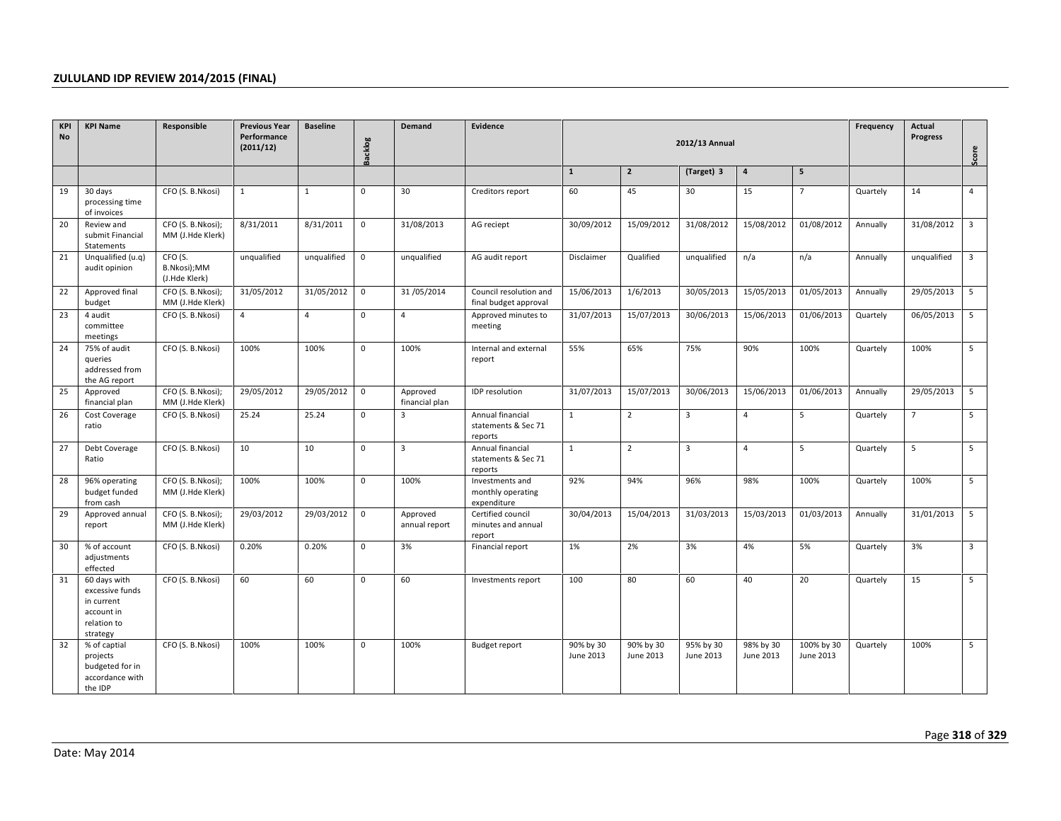| KPI No | KPI Name | Responsible | Previous Year Performance (2011/12) | Baseline | Backlog | Demand | Evidence | 2012/13 Annual | | | | | Frequency | Actual Progress | Score |
|---|---|---|---|---|---|---|---|---|---|---|---|---|---|---|---|
| | | | | | | | | 1 | 2 | (Target) 3 | 4 | 5 | | | |
| 19 | 30 days processing time of invoices | CFO (S. B.Nkosi) | 1 | 1 | 0 | 30 | Creditors report | 60 | 45 | 30 | 15 | 7 | Quartely | 14 | 4 |
| 20 | Review and submit Financial Statements | CFO (S. B.Nkosi); MM (J.Hde Klerk) | 8/31/2011 | 8/31/2011 | 0 | 31/08/2013 | AG reciept | 30/09/2012 | 15/09/2012 | 31/08/2012 | 15/08/2012 | 01/08/2012 | Annually | 31/08/2012 | 3 |
| 21 | Unqualified (u.q) audit opinion | CFO (S. B.Nkosi);MM (J.Hde Klerk) | unqualified | unqualified | 0 | unqualified | AG audit report | Disclaimer | Qualified | unqualified | n/a | n/a | Annually | unqualified | 3 |
| 22 | Approved final budget | CFO (S. B.Nkosi); MM (J.Hde Klerk) | 31/05/2012 | 31/05/2012 | 0 | 31 /05/2014 | Council resolution and final budget approval | 15/06/2013 | 1/6/2013 | 30/05/2013 | 15/05/2013 | 01/05/2013 | Annually | 29/05/2013 | 5 |
| 23 | 4 audit committee meetings | CFO (S. B.Nkosi) | 4 | 4 | 0 | 4 | Approved minutes to meeting | 31/07/2013 | 15/07/2013 | 30/06/2013 | 15/06/2013 | 01/06/2013 | Quartely | 06/05/2013 | 5 |
| 24 | 75% of audit queries addressed from the AG report | CFO (S. B.Nkosi) | 100% | 100% | 0 | 100% | Internal and external report | 55% | 65% | 75% | 90% | 100% | Quartely | 100% | 5 |
| 25 | Approved financial plan | CFO (S. B.Nkosi); MM (J.Hde Klerk) | 29/05/2012 | 29/05/2012 | 0 | Approved financial plan | IDP resolution | 31/07/2013 | 15/07/2013 | 30/06/2013 | 15/06/2013 | 01/06/2013 | Annually | 29/05/2013 | 5 |
| 26 | Cost Coverage ratio | CFO (S. B.Nkosi) | 25.24 | 25.24 | 0 | 3 | Annual financial statements & Sec 71 reports | 1 | 2 | 3 | 4 | 5 | Quartely | 7 | 5 |
| 27 | Debt Coverage Ratio | CFO (S. B.Nkosi) | 10 | 10 | 0 | 3 | Annual financial statements & Sec 71 reports | 1 | 2 | 3 | 4 | 5 | Quartely | 5 | 5 |
| 28 | 96% operating budget funded from cash | CFO (S. B.Nkosi); MM (J.Hde Klerk) | 100% | 100% | 0 | 100% | Investments and monthly operating expenditure | 92% | 94% | 96% | 98% | 100% | Quartely | 100% | 5 |
| 29 | Approved annual report | CFO (S. B.Nkosi); MM (J.Hde Klerk) | 29/03/2012 | 29/03/2012 | 0 | Approved annual report | Certified council minutes and annual report | 30/04/2013 | 15/04/2013 | 31/03/2013 | 15/03/2013 | 01/03/2013 | Annually | 31/01/2013 | 5 |
| 30 | % of account adjustments effected | CFO (S. B.Nkosi) | 0.20% | 0.20% | 0 | 3% | Financial report | 1% | 2% | 3% | 4% | 5% | Quartely | 3% | 3 |
| 31 | 60 days with excessive funds in current account in relation to strategy | CFO (S. B.Nkosi) | 60 | 60 | 0 | 60 | Investments report | 100 | 80 | 60 | 40 | 20 | Quartely | 15 | 5 |
| 32 | % of captial projects budgeted for in accordance with the IDP | CFO (S. B.Nkosi) | 100% | 100% | 0 | 100% | Budget report | 90% by 30 June 2013 | 90% by 30 June 2013 | 95% by 30 June 2013 | 98% by 30 June 2013 | 100% by 30 June 2013 | Quartely | 100% | 5 |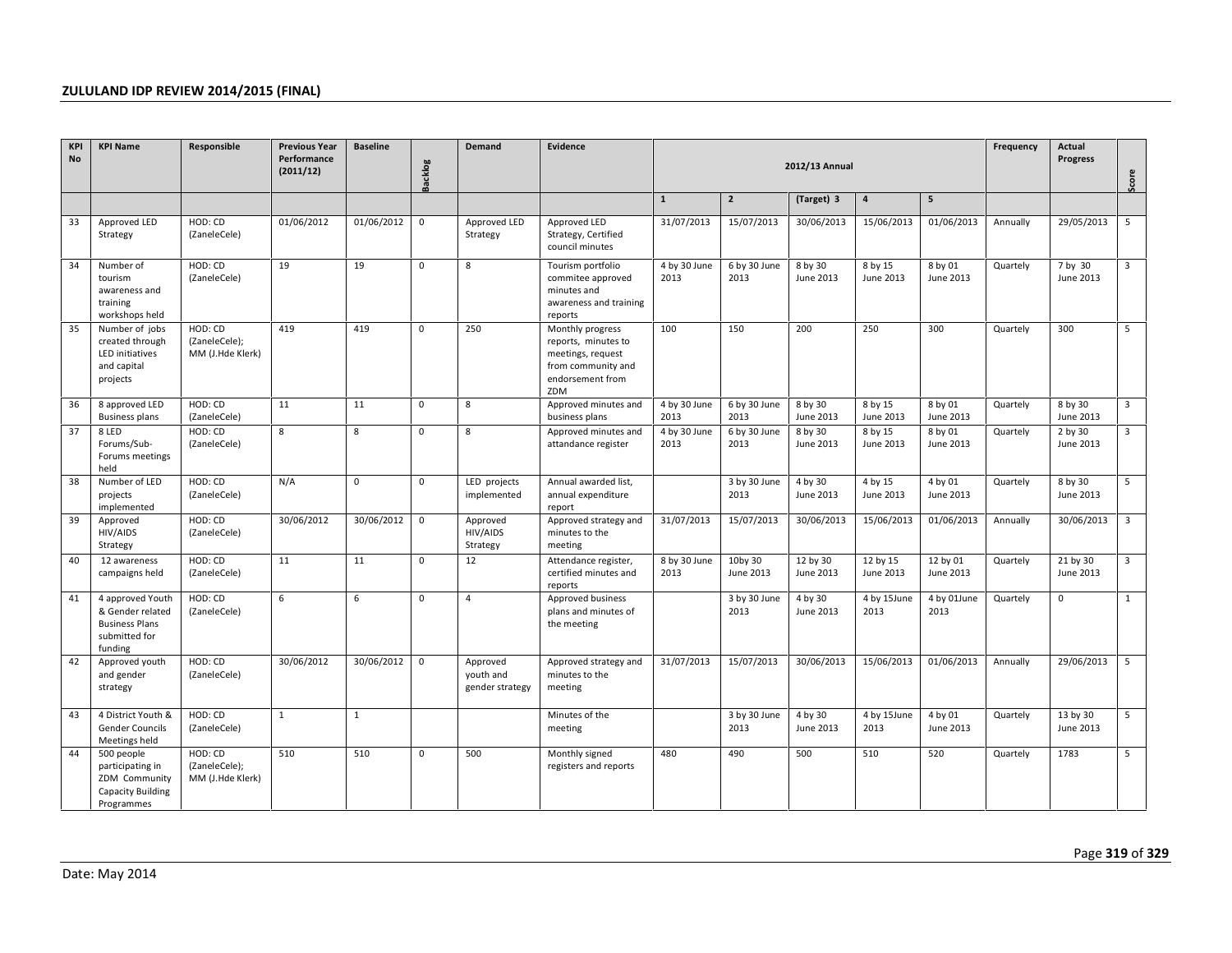| KPI No | KPI Name | Responsible | Previous Year Performance (2011/12) | Baseline | Backlog | Demand | Evidence | 2012/13 Annual | | | | | Frequency | Actual Progress | Score |
|---|---|---|---|---|---|---|---|---|---|---|---|---|---|---|---|
| | | | | | | | | 1 | 2 | (Target) 3 | 4 | 5 | | | |
| 33 | Approved LED Strategy | HOD: CD (ZaneleCele) | 01/06/2012 | 01/06/2012 | 0 | Approved LED Strategy | Approved LED Strategy, Certified council minutes | 31/07/2013 | 15/07/2013 | 30/06/2013 | 15/06/2013 | 01/06/2013 | Annually | 29/05/2013 | 5 |
| 34 | Number of tourism awareness and training workshops held | HOD: CD (ZaneleCele) | 19 | 19 | 0 | 8 | Tourism portfolio commitee approved minutes and awareness and training reports | 4 by 30 June 2013 | 6 by 30 June 2013 | 8 by 30 June 2013 | 8 by 15 June 2013 | 8 by 01 June 2013 | Quartely | 7 by 30 June 2013 | 3 |
| 35 | Number of jobs created through LED initiatives and capital projects | HOD: CD (ZaneleCele); MM (J.Hde Klerk) | 419 | 419 | 0 | 250 | Monthly progress reports, minutes to meetings, request from community and endorsement from ZDM | 100 | 150 | 200 | 250 | 300 | Quartely | 300 | 5 |
| 36 | 8 approved LED Business plans | HOD: CD (ZaneleCele) | 11 | 11 | 0 | 8 | Approved minutes and business plans | 4 by 30 June 2013 | 6 by 30 June 2013 | 8 by 30 June 2013 | 8 by 15 June 2013 | 8 by 01 June 2013 | Quartely | 8 by 30 June 2013 | 3 |
| 37 | 8 LED Forums/Sub-Forums meetings held | HOD: CD (ZaneleCele) | 8 | 8 | 0 | 8 | Approved minutes and attandance register | 4 by 30 June 2013 | 6 by 30 June 2013 | 8 by 30 June 2013 | 8 by 15 June 2013 | 8 by 01 June 2013 | Quartely | 2 by 30 June 2013 | 3 |
| 38 | Number of LED projects implemented | HOD: CD (ZaneleCele) | N/A | 0 | 0 | LED projects implemented | Annual awarded list, annual expenditure report | | 3 by 30 June 2013 | 4 by 30 June 2013 | 4 by 15 June 2013 | 4 by 01 June 2013 | Quartely | 8 by 30 June 2013 | 5 |
| 39 | Approved HIV/AIDS Strategy | HOD: CD (ZaneleCele) | 30/06/2012 | 30/06/2012 | 0 | Approved HIV/AIDS Strategy | Approved strategy and minutes to the meeting | 31/07/2013 | 15/07/2013 | 30/06/2013 | 15/06/2013 | 01/06/2013 | Annually | 30/06/2013 | 3 |
| 40 | 12 awareness campaigns held | HOD: CD (ZaneleCele) | 11 | 11 | 0 | 12 | Attendance register, certified minutes and reports | 8 by 30 June 2013 | 10by 30 June 2013 | 12 by 30 June 2013 | 12 by 15 June 2013 | 12 by 01 June 2013 | Quartely | 21 by 30 June 2013 | 3 |
| 41 | 4 approved Youth & Gender related Business Plans submitted for funding | HOD: CD (ZaneleCele) | 6 | 6 | 0 | 4 | Approved business plans and minutes of the meeting | | 3 by 30 June 2013 | 4 by 30 June 2013 | 4 by 15June 2013 | 4 by 01June 2013 | Quartely | 0 | 1 |
| 42 | Approved youth and gender strategy | HOD: CD (ZaneleCele) | 30/06/2012 | 30/06/2012 | 0 | Approved youth and gender strategy | Approved strategy and minutes to the meeting | 31/07/2013 | 15/07/2013 | 30/06/2013 | 15/06/2013 | 01/06/2013 | Annually | 29/06/2013 | 5 |
| 43 | 4 District Youth & Gender Councils Meetings held | HOD: CD (ZaneleCele) | 1 | 1 | | | Minutes of the meeting | | 3 by 30 June 2013 | 4 by 30 June 2013 | 4 by 15June 2013 | 4 by 01 June 2013 | Quartely | 13 by 30 June 2013 | 5 |
| 44 | 500 people participating in ZDM Community Capacity Building Programmes | HOD: CD (ZaneleCele); MM (J.Hde Klerk) | 510 | 510 | 0 | 500 | Monthly signed registers and reports | 480 | 490 | 500 | 510 | 520 | Quartely | 1783 | 5 |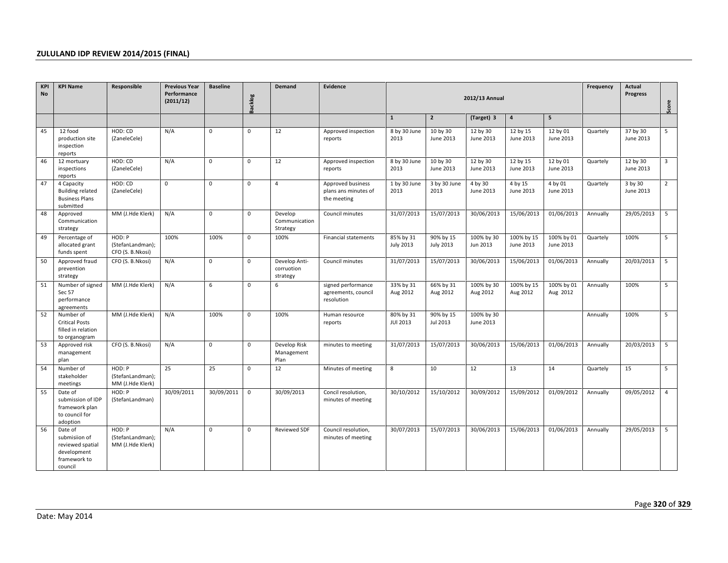| KPI No | KPI Name | Responsible | Previous Year Performance (2011/12) | Baseline | Backlog | Demand | Evidence | 2012/13 Annual | | | | | Frequency | Actual Progress | Score |
|---|---|---|---|---|---|---|---|---|---|---|---|---|---|---|---|
| | | | | | | | | 1 | 2 | (Target) 3 | 4 | 5 | | | |
| 45 | 12 food production site inspection reports | HOD: CD (ZaneleCele) | N/A | 0 | 0 | 12 | Approved inspection reports | 8 by 30 June 2013 | 10 by 30 June 2013 | 12 by 30 June 2013 | 12 by 15 June 2013 | 12 by 01 June 2013 | Quartely | 37 by 30 June 2013 | 5 |
| 46 | 12 mortuary inspections reports | HOD: CD (ZaneleCele) | N/A | 0 | 0 | 12 | Approved inspection reports | 8 by 30 June 2013 | 10 by 30 June 2013 | 12 by 30 June 2013 | 12 by 15 June 2013 | 12 by 01 June 2013 | Quartely | 12 by 30 June 2013 | 3 |
| 47 | 4 Capacity Building related Business Plans submitted | HOD: CD (ZaneleCele) | 0 | 0 | 0 | 4 | Approved business plans ans minutes of the meeting | 1 by 30 June 2013 | 3 by 30 June 2013 | 4 by 30 June 2013 | 4 by 15 June 2013 | 4 by 01 June 2013 | Quartely | 3 by 30 June 2013 | 2 |
| 48 | Approved Communication strategy | MM (J.Hde Klerk) | N/A | 0 | 0 | Develop Communication Strategy | Council minutes | 31/07/2013 | 15/07/2013 | 30/06/2013 | 15/06/2013 | 01/06/2013 | Annually | 29/05/2013 | 5 |
| 49 | Percentage of allocated grant funds spent | HOD: P (StefanLandman); CFO (S. B.Nkosi) | 100% | 100% | 0 | 100% | Financial statements | 85% by 31 July 2013 | 90% by 15 July 2013 | 100% by 30 Jun 2013 | 100% by 15 June 2013 | 100% by 01 June 2013 | Quartely | 100% | 5 |
| 50 | Approved fraud prevention strategy | CFO (S. B.Nkosi) | N/A | 0 | 0 | Develop Anti-corruotion strategy | Council minutes | 31/07/2013 | 15/07/2013 | 30/06/2013 | 15/06/2013 | 01/06/2013 | Annually | 20/03/2013 | 5 |
| 51 | Number of signed Sec 57 performance agreements | MM (J.Hde Klerk) | N/A | 6 | 0 | 6 | signed performance agreements, council resolution | 33% by 31 Aug 2012 | 66% by 31 Aug 2012 | 100% by 30 Aug 2012 | 100% by 15 Aug 2012 | 100% by 01 Aug 2012 | Annually | 100% | 5 |
| 52 | Number of Critical Posts filled in relation to organogram | MM (J.Hde Klerk) | N/A | 100% | 0 | 100% | Human resource reports | 80% by 31 JUl 2013 | 90% by 15 Jul 2013 | 100% by 30 June 2013 | | | Annually | 100% | 5 |
| 53 | Approved risk management plan | CFO (S. B.Nkosi) | N/A | 0 | 0 | Develop Risk Management Plan | minutes to meeting | 31/07/2013 | 15/07/2013 | 30/06/2013 | 15/06/2013 | 01/06/2013 | Annually | 20/03/2013 | 5 |
| 54 | Number of stakeholder meetings | HOD: P (StefanLandman); MM (J.Hde Klerk) | 25 | 25 | 0 | 12 | Minutes of meeting | 8 | 10 | 12 | 13 | 14 | Quartely | 15 | 5 |
| 55 | Date of submission of IDP framework plan to council for adoption | HOD: P (StefanLandman) | 30/09/2011 | 30/09/2011 | 0 | 30/09/2013 | Concil resolution, minutes of meeting | 30/10/2012 | 15/10/2012 | 30/09/2012 | 15/09/2012 | 01/09/2012 | Annually | 09/05/2012 | 4 |
| 56 | Date of submisiion of reviewed spatial development framework to council | HOD: P (StefanLandman); MM (J.Hde Klerk) | N/A | 0 | 0 | Reviewed SDF | Council resolution, minutes of meeting | 30/07/2013 | 15/07/2013 | 30/06/2013 | 15/06/2013 | 01/06/2013 | Annually | 29/05/2013 | 5 |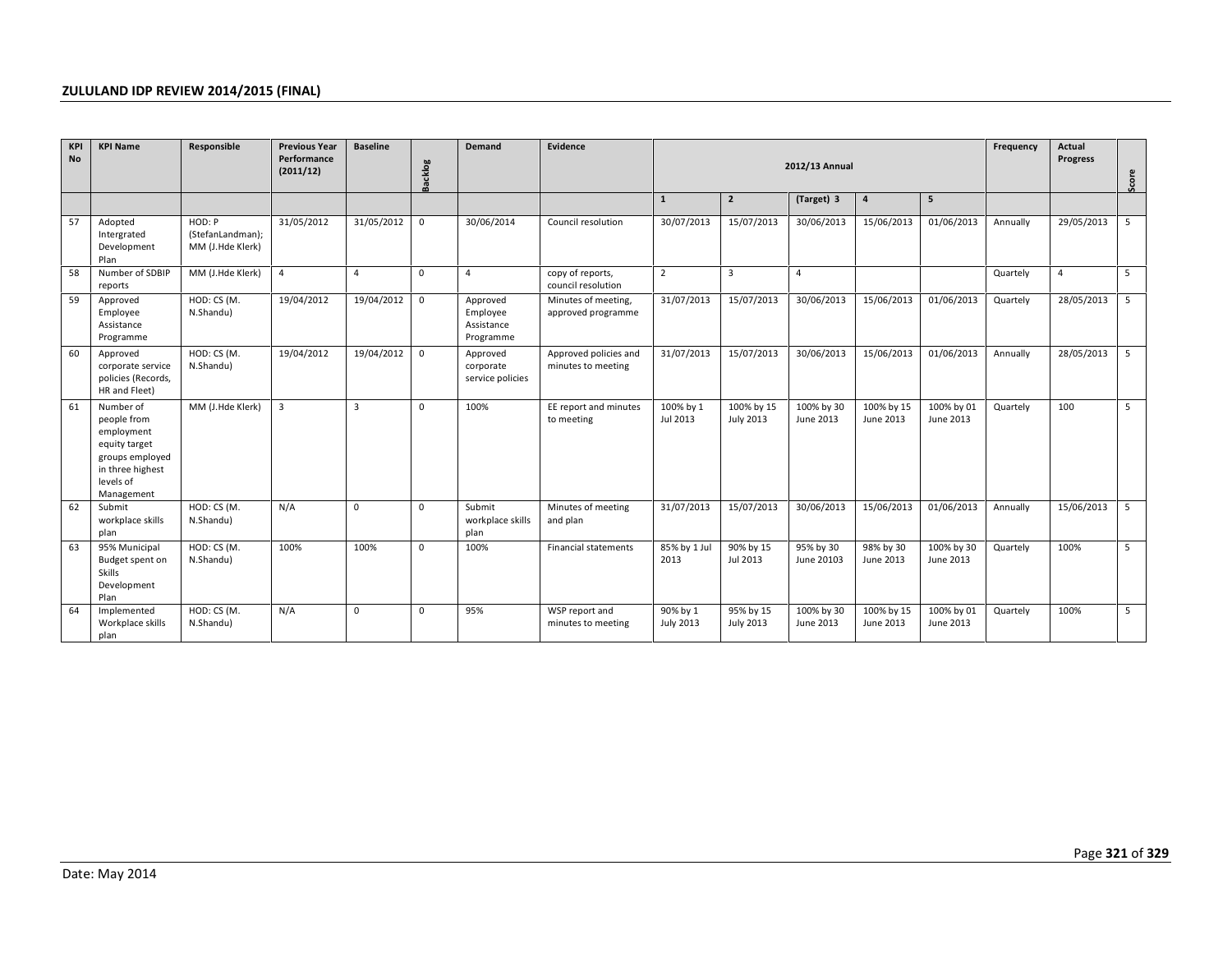| KPI No | KPI Name | Responsible | Previous Year Performance (2011/12) | Baseline | Backlog | Demand | Evidence | 2012/13 Annual | | | | | Frequency | Actual Progress | Score |
|---|---|---|---|---|---|---|---|---|---|---|---|---|---|---|---|
| | | | | | | | | 1 | 2 | (Target) 3 | 4 | 5 | | | |
| 57 | Adopted Intergrated Development Plan | HOD: P (StefanLandman); MM (J.Hde Klerk) | 31/05/2012 | 31/05/2012 | 0 | 30/06/2014 | Council resolution | 30/07/2013 | 15/07/2013 | 30/06/2013 | 15/06/2013 | 01/06/2013 | Annually | 29/05/2013 | 5 |
| 58 | Number of SDBIP reports | MM (J.Hde Klerk) | 4 | 4 | 0 | 4 | copy of reports, council resolution | 2 | 3 | 4 | | | Quartely | 4 | 5 |
| 59 | Approved Employee Assistance Programme | HOD: CS (M. N.Shandu) | 19/04/2012 | 19/04/2012 | 0 | Approved Employee Assistance Programme | Minutes of meeting, approved programme | 31/07/2013 | 15/07/2013 | 30/06/2013 | 15/06/2013 | 01/06/2013 | Quartely | 28/05/2013 | 5 |
| 60 | Approved corporate service policies (Records, HR and Fleet) | HOD: CS (M. N.Shandu) | 19/04/2012 | 19/04/2012 | 0 | Approved corporate service policies | Approved policies and minutes to meeting | 31/07/2013 | 15/07/2013 | 30/06/2013 | 15/06/2013 | 01/06/2013 | Annually | 28/05/2013 | 5 |
| 61 | Number of people from employment equity target groups employed in three highest levels of Management | MM (J.Hde Klerk) | 3 | 3 | 0 | 100% | EE report and minutes to meeting | 100% by 1 Jul 2013 | 100% by 15 July 2013 | 100% by 30 June 2013 | 100% by 15 June 2013 | 100% by 01 June 2013 | Quartely | 100 | 5 |
| 62 | Submit workplace skills plan | HOD: CS (M. N.Shandu) | N/A | 0 | 0 | Submit workplace skills plan | Minutes of meeting and plan | 31/07/2013 | 15/07/2013 | 30/06/2013 | 15/06/2013 | 01/06/2013 | Annually | 15/06/2013 | 5 |
| 63 | 95% Municipal Budget spent on Skills Development Plan | HOD: CS (M. N.Shandu) | 100% | 100% | 0 | 100% | Financial statements | 85% by 1 Jul 2013 | 90% by 15 Jul 2013 | 95% by 30 June 20103 | 98% by 30 June 2013 | 100% by 30 June 2013 | Quartely | 100% | 5 |
| 64 | Implemented Workplace skills plan | HOD: CS (M. N.Shandu) | N/A | 0 | 0 | 95% | WSP report and minutes to meeting | 90% by 1 July 2013 | 95% by 15 July 2013 | 100% by 30 June 2013 | 100% by 15 June 2013 | 100% by 01 June 2013 | Quartely | 100% | 5 |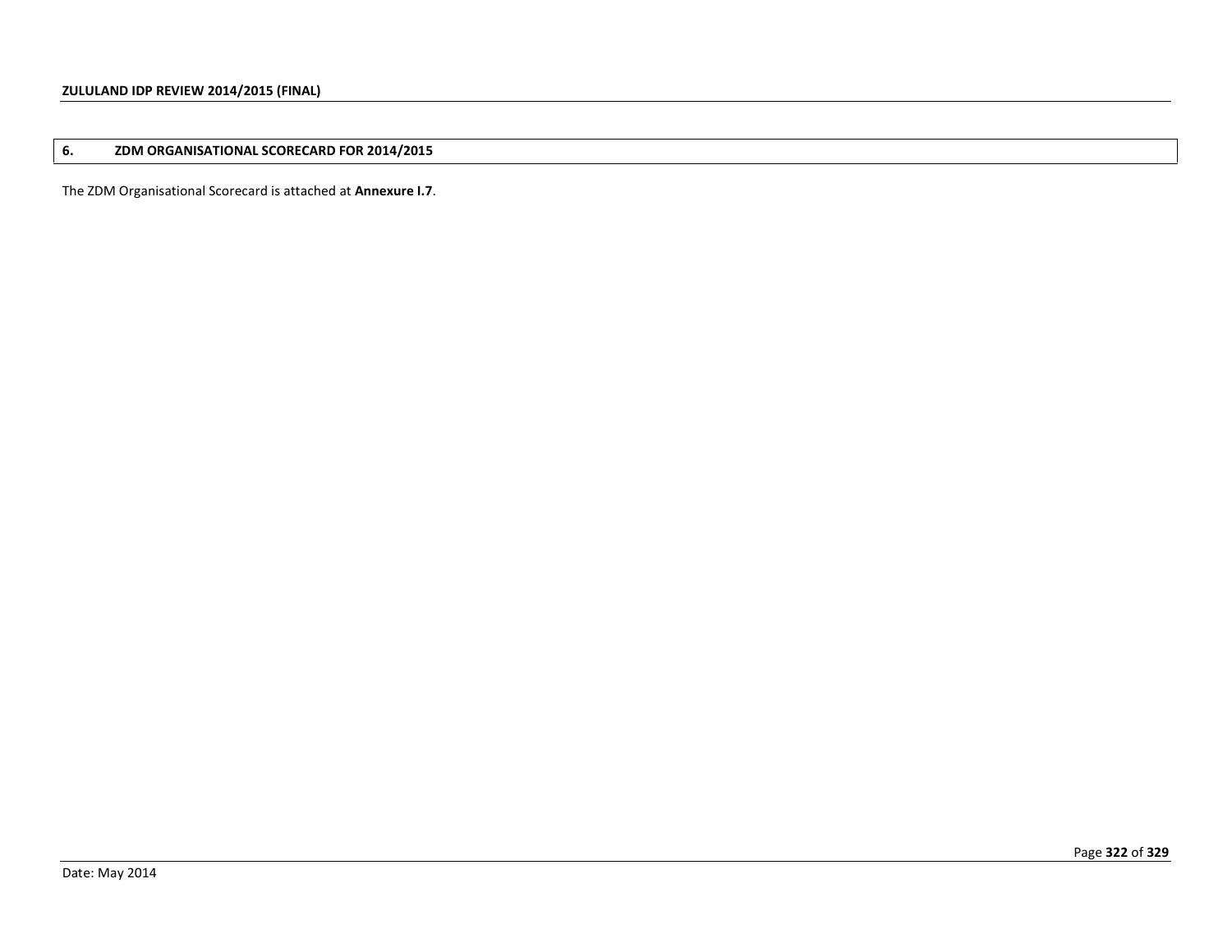## 6. ZDM ORGANISATIONAL SCORECARD FOR 2014/2015

The ZDM Organisational Scorecard is attached at **Annexure I.7**.